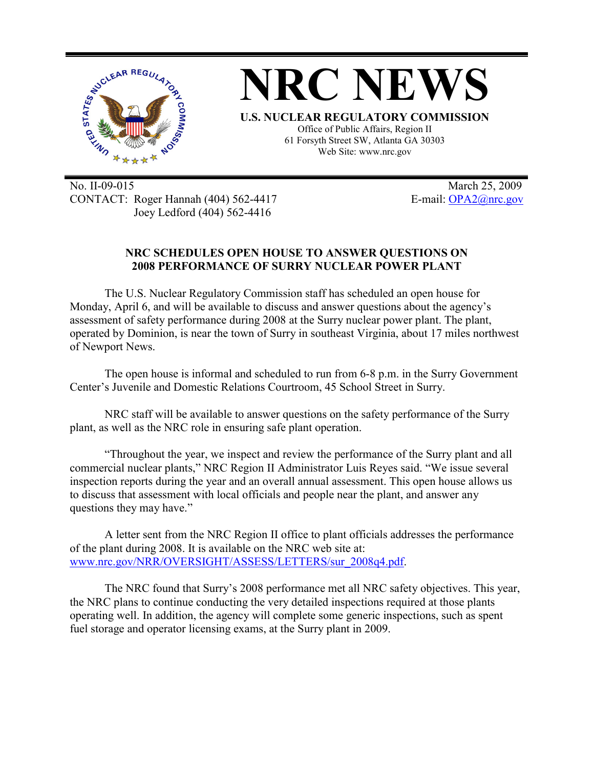# NRC NEWS

**U.S. NUCLEAR REGULATORY COMMISSION**

Office of Public Affairs, Region II
61 Forsyth Street SW, Atlanta GA 30303
Web Site: www.nrc.gov

No. II-09-015
CONTACT: Roger Hannah (404) 562-4417
Joey Ledford (404) 562-4416

March 25, 2009
E-mail: OPA2@nrc.gov

## NRC SCHEDULES OPEN HOUSE TO ANSWER QUESTIONS ON 2008 PERFORMANCE OF SURRY NUCLEAR POWER PLANT

The U.S. Nuclear Regulatory Commission staff has scheduled an open house for Monday, April 6, and will be available to discuss and answer questions about the agency's assessment of safety performance during 2008 at the Surry nuclear power plant. The plant, operated by Dominion, is near the town of Surry in southeast Virginia, about 17 miles northwest of Newport News.

The open house is informal and scheduled to run from 6-8 p.m. in the Surry Government Center's Juvenile and Domestic Relations Courtroom, 45 School Street in Surry.

NRC staff will be available to answer questions on the safety performance of the Surry plant, as well as the NRC role in ensuring safe plant operation.

"Throughout the year, we inspect and review the performance of the Surry plant and all commercial nuclear plants," NRC Region II Administrator Luis Reyes said. "We issue several inspection reports during the year and an overall annual assessment. This open house allows us to discuss that assessment with local officials and people near the plant, and answer any questions they may have."

A letter sent from the NRC Region II office to plant officials addresses the performance of the plant during 2008. It is available on the NRC web site at: www.nrc.gov/NRR/OVERSIGHT/ASSESS/LETTERS/sur_2008q4.pdf.

The NRC found that Surry's 2008 performance met all NRC safety objectives. This year, the NRC plans to continue conducting the very detailed inspections required at those plants operating well. In addition, the agency will complete some generic inspections, such as spent fuel storage and operator licensing exams, at the Surry plant in 2009.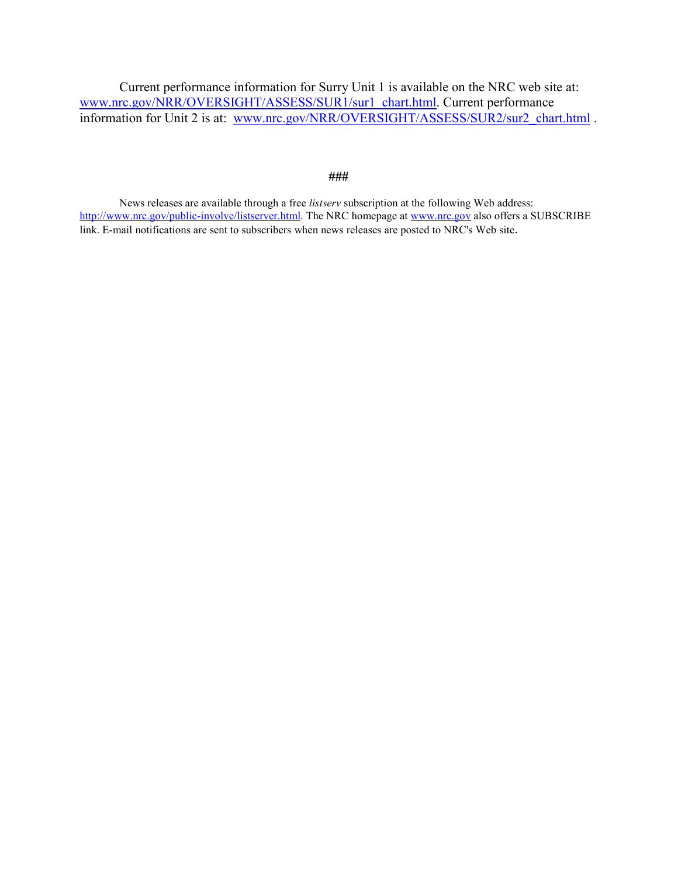Current performance information for Surry Unit 1 is available on the NRC web site at: www.nrc.gov/NRR/OVERSIGHT/ASSESS/SUR1/sur1_chart.html. Current performance information for Unit 2 is at: www.nrc.gov/NRR/OVERSIGHT/ASSESS/SUR2/sur2_chart.html .

###

News releases are available through a free *listserv* subscription at the following Web address: http://www.nrc.gov/public-involve/listserver.html. The NRC homepage at www.nrc.gov also offers a SUBSCRIBE link. E-mail notifications are sent to subscribers when news releases are posted to NRC's Web site.